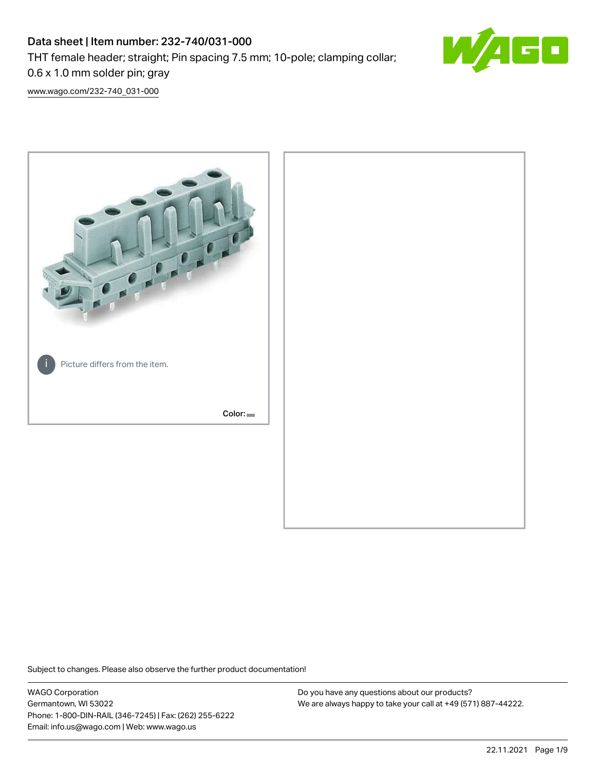# Data sheet | Item number: 232-740/031-000

THT female header; straight; Pin spacing 7.5 mm; 10-pole; clamping collar; 0.6 x 1.0 mm solder pin; gray

www.wago.com/232-740_031-000

Picture differs from the item.

Color:

Subject to changes. Please also observe the further product documentation!

WAGO Corporation
Germantown, WI 53022
Phone: 1-800-DIN-RAIL (346-7245) | Fax: (262) 255-6222
Email: info.us@wago.com | Web: www.wago.us

Do you have any questions about our products?
We are always happy to take your call at +49 (571) 887-44222.

22.11.2021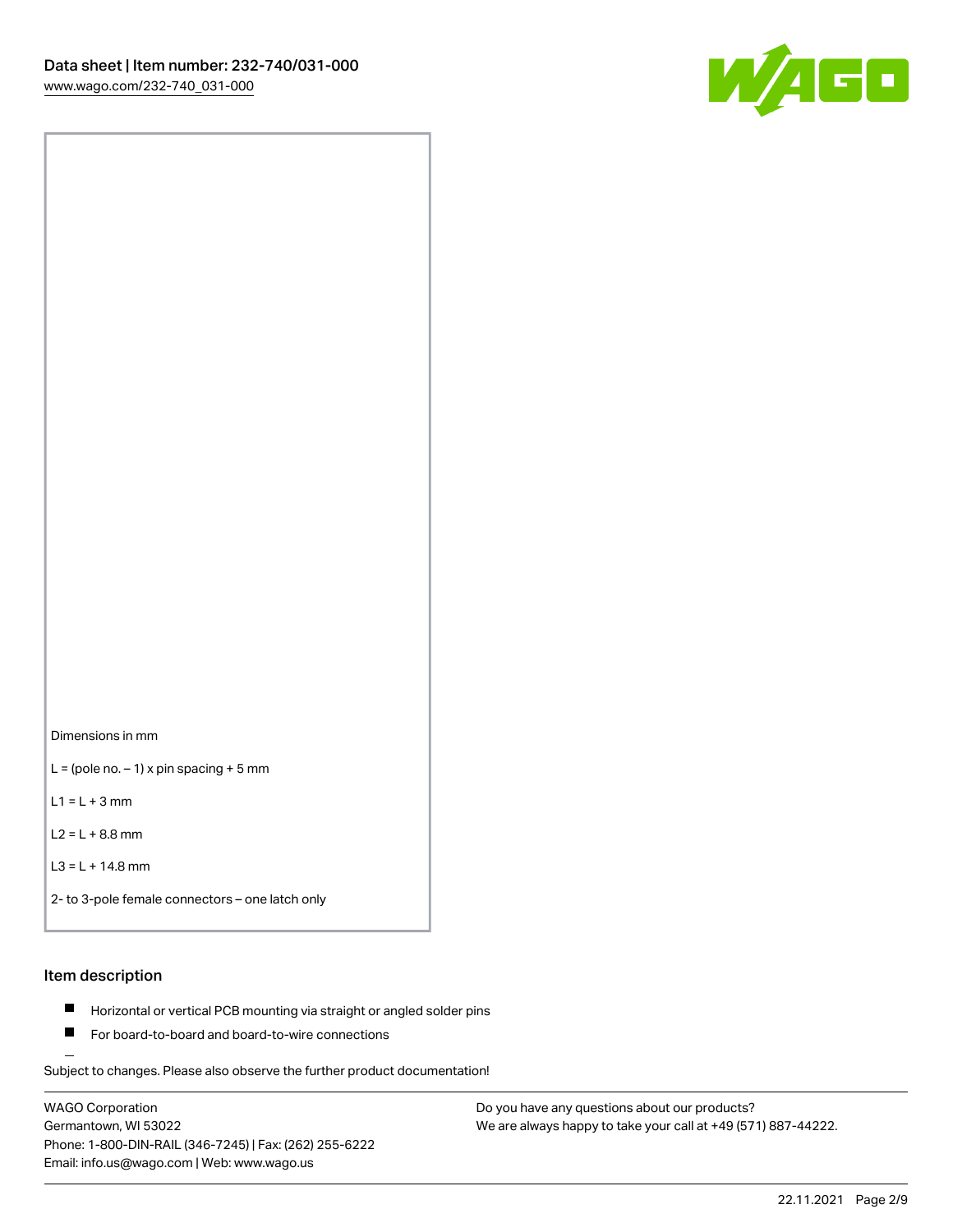Dimensions in mm

L = (pole no. – 1) x pin spacing + 5 mm

L1 = L + 3 mm

L2 = L + 8.8 mm

L3 = L + 14.8 mm

2- to 3-pole female connectors – one latch only

## Item description

- Horizontal or vertical PCB mounting via straight or angled solder pins
- For board-to-board and board-to-wire connections

Subject to changes. Please also observe the further product documentation!

WAGO Corporation
Germantown, WI 53022
Phone: 1-800-DIN-RAIL (346-7245) | Fax: (262) 255-6222
Email: info.us@wago.com | Web: www.wago.us

Do you have any questions about our products?
We are always happy to take your call at +49 (571) 887-44222.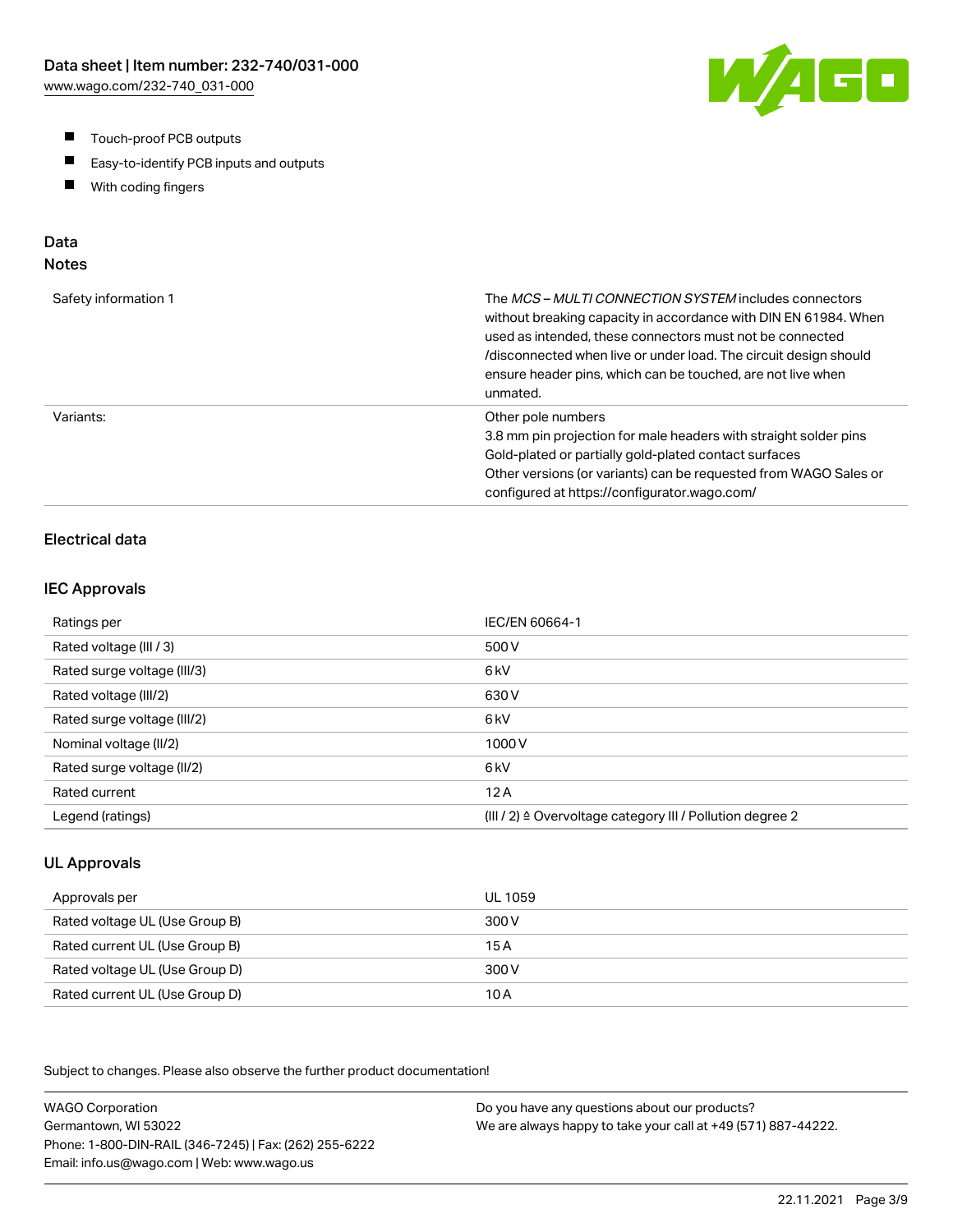- Touch-proof PCB outputs
- Easy-to-identify PCB inputs and outputs
- With coding fingers

## Data

### Notes

| | |
|---|---|
| Safety information 1 | The *MCS – MULTI CONNECTION SYSTEM* includes connectors without breaking capacity in accordance with DIN EN 61984. When used as intended, these connectors must not be connected /disconnected when live or under load. The circuit design should ensure header pins, which can be touched, are not live when unmated. |
| Variants: | Other pole numbers<br>3.8 mm pin projection for male headers with straight solder pins<br>Gold-plated or partially gold-plated contact surfaces<br>Other versions (or variants) can be requested from WAGO Sales or configured at https://configurator.wago.com/ |

### Electrical data

### IEC Approvals

| | |
|---|---|
| Ratings per | IEC/EN 60664-1 |
| Rated voltage (III / 3) | 500 V |
| Rated surge voltage (III/3) | 6 kV |
| Rated voltage (III/2) | 630 V |
| Rated surge voltage (III/2) | 6 kV |
| Nominal voltage (II/2) | 1000 V |
| Rated surge voltage (II/2) | 6 kV |
| Rated current | 12 A |
| Legend (ratings) | (III / 2) ≙ Overvoltage category III / Pollution degree 2 |

### UL Approvals

| | |
|---|---|
| Approvals per | UL 1059 |
| Rated voltage UL (Use Group B) | 300 V |
| Rated current UL (Use Group B) | 15 A |
| Rated voltage UL (Use Group D) | 300 V |
| Rated current UL (Use Group D) | 10 A |

Subject to changes. Please also observe the further product documentation!

WAGO Corporation
Germantown, WI 53022
Phone: 1-800-DIN-RAIL (346-7245) | Fax: (262) 255-6222
Email: info.us@wago.com | Web: www.wago.us

Do you have any questions about our products?
We are always happy to take your call at +49 (571) 887-44222.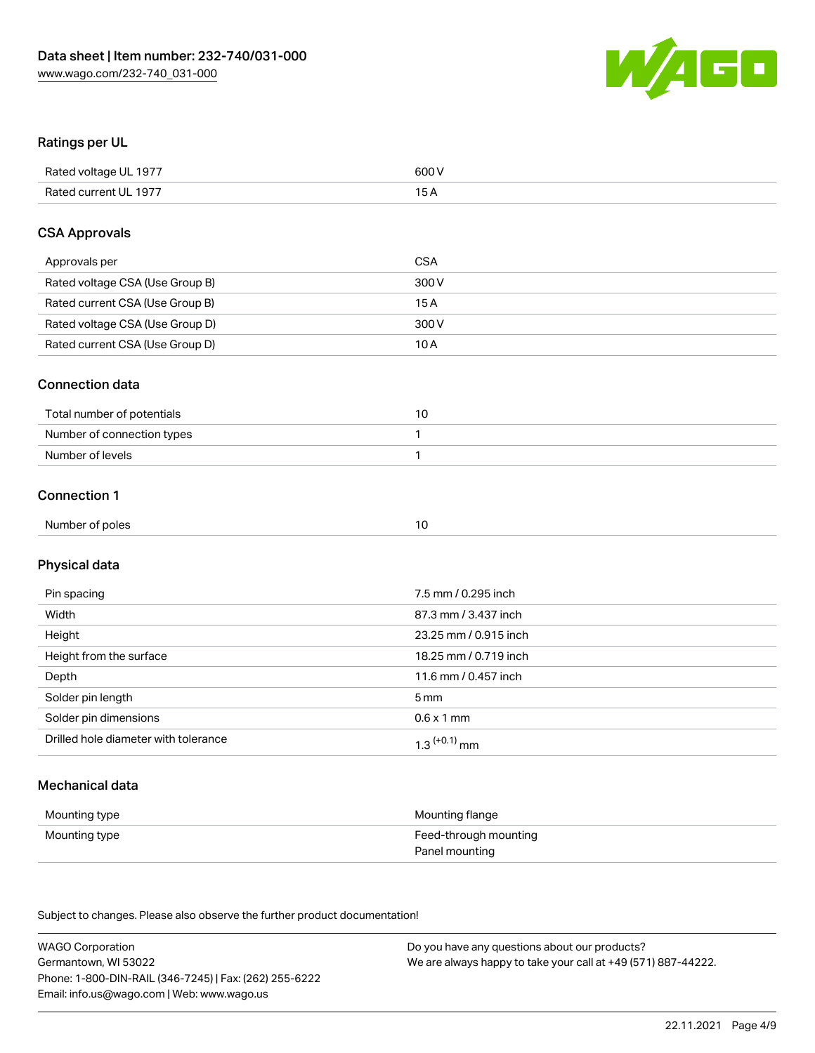## Ratings per UL

| | |
|---|---|
| Rated voltage UL 1977 | 600 V |
| Rated current UL 1977 | 15 A |

## CSA Approvals

| | |
|---|---|
| Approvals per | CSA |
| Rated voltage CSA (Use Group B) | 300 V |
| Rated current CSA (Use Group B) | 15 A |
| Rated voltage CSA (Use Group D) | 300 V |
| Rated current CSA (Use Group D) | 10 A |

## Connection data

| | |
|---|---|
| Total number of potentials | 10 |
| Number of connection types | 1 |
| Number of levels | 1 |

## Connection 1

| | |
|---|---|
| Number of poles | 10 |

## Physical data

| | |
|---|---|
| Pin spacing | 7.5 mm / 0.295 inch |
| Width | 87.3 mm / 3.437 inch |
| Height | 23.25 mm / 0.915 inch |
| Height from the surface | 18.25 mm / 0.719 inch |
| Depth | 11.6 mm / 0.457 inch |
| Solder pin length | 5 mm |
| Solder pin dimensions | 0.6 x 1 mm |
| Drilled hole diameter with tolerance | $1.3^{(+0.1)}$ mm |

## Mechanical data

| | |
|---|---|
| Mounting type | Mounting flange |
| Mounting type | Feed-through mounting<br>Panel mounting |

Subject to changes. Please also observe the further product documentation!

WAGO Corporation
Germantown, WI 53022
Phone: 1-800-DIN-RAIL (346-7245) | Fax: (262) 255-6222
Email: info.us@wago.com | Web: www.wago.us

Do you have any questions about our products?
We are always happy to take your call at +49 (571) 887-44222.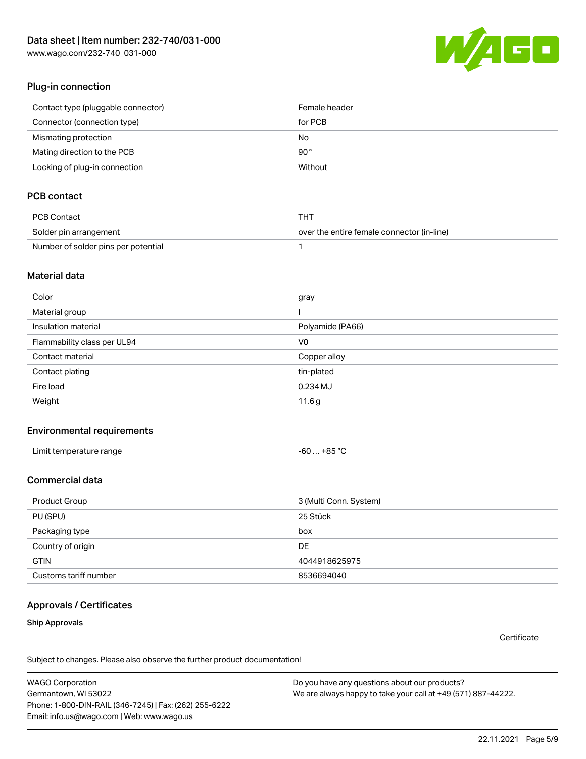## Plug-in connection

| | |
|---|---|
| Contact type (pluggable connector) | Female header |
| Connector (connection type) | for PCB |
| Mismating protection | No |
| Mating direction to the PCB | 90° |
| Locking of plug-in connection | Without |

## PCB contact

| | |
|---|---|
| PCB Contact | THT |
| Solder pin arrangement | over the entire female connector (in-line) |
| Number of solder pins per potential | 1 |

## Material data

| | |
|---|---|
| Color | gray |
| Material group | I |
| Insulation material | Polyamide (PA66) |
| Flammability class per UL94 | V0 |
| Contact material | Copper alloy |
| Contact plating | tin-plated |
| Fire load | 0.234 MJ |
| Weight | 11.6 g |

## Environmental requirements

| | |
|---|---|
| Limit temperature range | -60 … +85 °C |

## Commercial data

| | |
|---|---|
| Product Group | 3 (Multi Conn. System) |
| PU (SPU) | 25 Stück |
| Packaging type | box |
| Country of origin | DE |
| GTIN | 4044918625975 |
| Customs tariff number | 8536694040 |

## Approvals / Certificates

### Ship Approvals

Certificate

Subject to changes. Please also observe the further product documentation!

WAGO Corporation
Germantown, WI 53022
Phone: 1-800-DIN-RAIL (346-7245) | Fax: (262) 255-6222
Email: info.us@wago.com | Web: www.wago.us

Do you have any questions about our products?
We are always happy to take your call at +49 (571) 887-44222.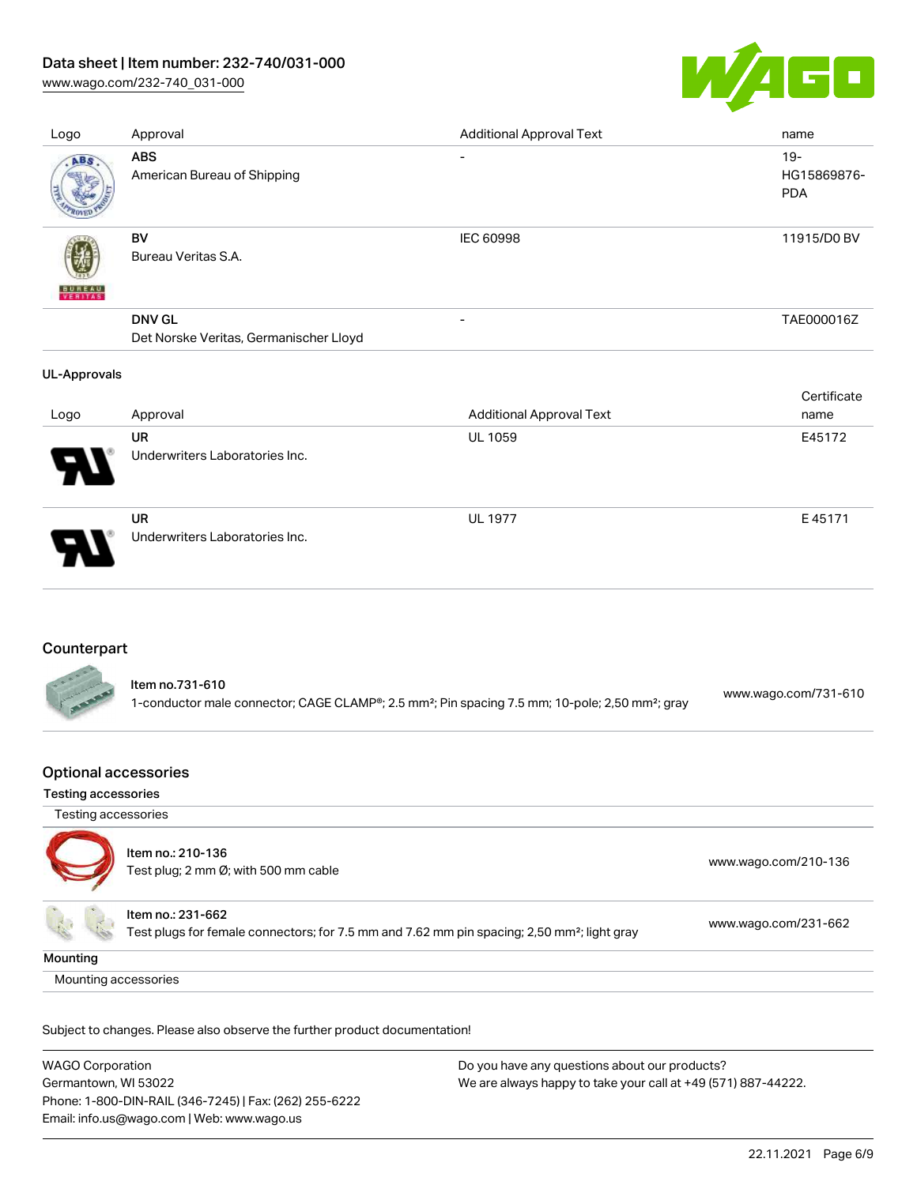| Logo | Approval | Additional Approval Text | name |
|---|---|---|---|
| | **ABS**<br>American Bureau of Shipping | - | 19-HG15869876-PDA |
| | **BV**<br>Bureau Veritas S.A. | IEC 60998 | 11915/D0 BV |
| | **DNV GL**<br>Det Norske Veritas, Germanischer Lloyd | - | TAE000016Z |

**UL-Approvals**

| Logo | Approval | Additional Approval Text | Certificate name |
|---|---|---|---|
| | **UR**<br>Underwriters Laboratories Inc. | UL 1059 | E45172 |
| | **UR**<br>Underwriters Laboratories Inc. | UL 1977 | E 45171 |

## Counterpart

| Item | Link |
|---|---|
| Item no.731-610<br>1-conductor male connector; CAGE CLAMP®; 2.5 mm²; Pin spacing 7.5 mm; 10-pole; 2,50 mm²; gray | www.wago.com/731-610 |

## Optional accessories

### Testing accessories

Testing accessories

| Item | Link |
|---|---|
| Item no.: 210-136<br>Test plug; 2 mm Ø; with 500 mm cable | www.wago.com/210-136 |
| Item no.: 231-662<br>Test plugs for female connectors; for 7.5 mm and 7.62 mm pin spacing; 2,50 mm²; light gray | www.wago.com/231-662 |

### Mounting

Mounting accessories

Subject to changes. Please also observe the further product documentation!

WAGO Corporation
Germantown, WI 53022
Phone: 1-800-DIN-RAIL (346-7245) | Fax: (262) 255-6222
Email: info.us@wago.com | Web: www.wago.us

Do you have any questions about our products?
We are always happy to take your call at +49 (571) 887-44222.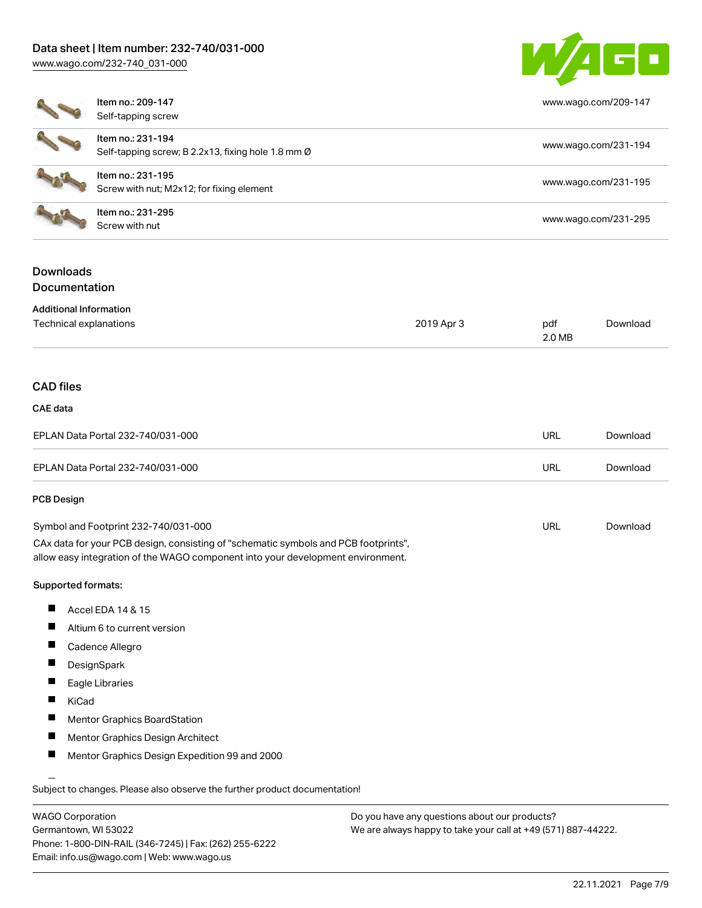| Item no.: 209-147<br>Self-tapping screw | www.wago.com/209-147 |
| --- | --- |
| Item no.: 231-194<br>Self-tapping screw; B 2.2x13, fixing hole 1.8 mm Ø | www.wago.com/231-194 |
| Item no.: 231-195<br>Screw with nut; M2x12; for fixing element | www.wago.com/231-195 |
| Item no.: 231-295<br>Screw with nut | www.wago.com/231-295 |

## Downloads
## Documentation

### Additional Information

| Technical explanations | 2019 Apr 3 | pdf<br>2.0 MB | Download |
| --- | --- | --- | --- |

## CAD files

### CAE data

| EPLAN Data Portal 232-740/031-000 | URL | Download |
| --- | --- | --- |
| EPLAN Data Portal 232-740/031-000 | URL | Download |

### PCB Design

| Symbol and Footprint 232-740/031-000 | URL | Download |
| --- | --- | --- |

CAx data for your PCB design, consisting of "schematic symbols and PCB footprints", allow easy integration of the WAGO component into your development environment.

**Supported formats:**

- Accel EDA 14 & 15
- Altium 6 to current version
- Cadence Allegro
- DesignSpark
- Eagle Libraries
- KiCad
- Mentor Graphics BoardStation
- Mentor Graphics Design Architect
- Mentor Graphics Design Expedition 99 and 2000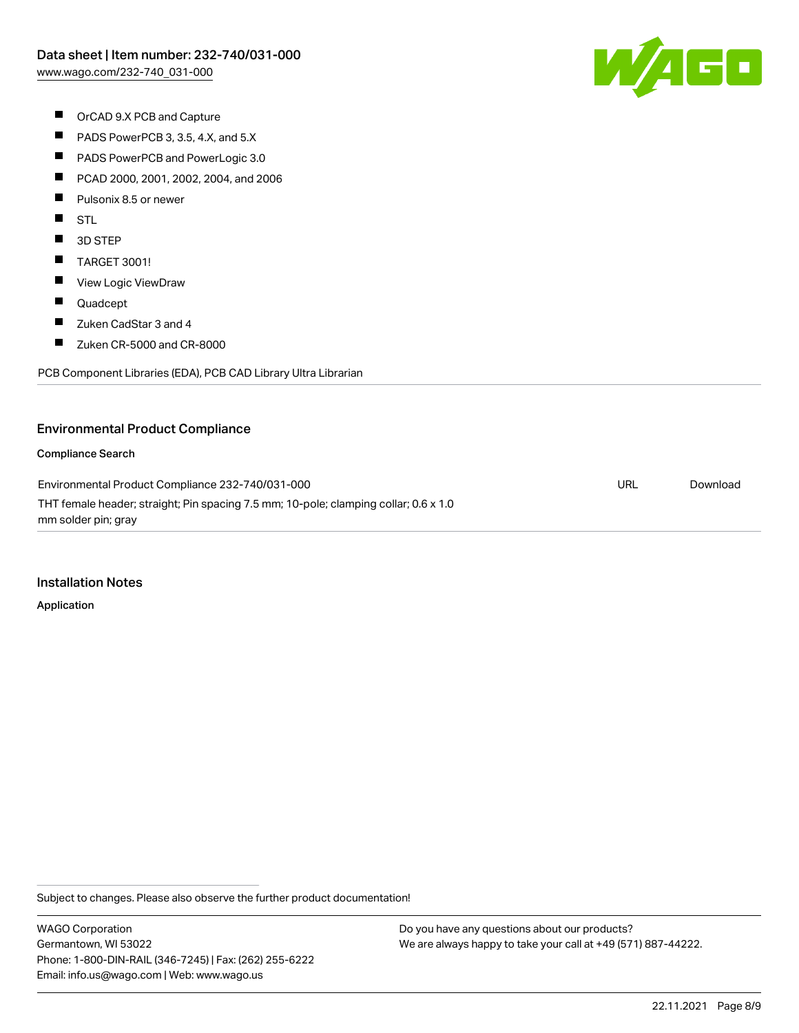- OrCAD 9.X PCB and Capture
- PADS PowerPCB 3, 3.5, 4.X, and 5.X
- PADS PowerPCB and PowerLogic 3.0
- PCAD 2000, 2001, 2002, 2004, and 2006
- Pulsonix 8.5 or newer
- STL
- 3D STEP
- TARGET 3001!
- View Logic ViewDraw
- Quadcept
- Zuken CadStar 3 and 4
- Zuken CR-5000 and CR-8000

PCB Component Libraries (EDA), PCB CAD Library Ultra Librarian

## Environmental Product Compliance

### Compliance Search

| | | |
|---|---|---|
| Environmental Product Compliance 232-740/031-000<br>THT female header; straight; Pin spacing 7.5 mm; 10-pole; clamping collar; 0.6 x 1.0 mm solder pin; gray | URL | Download |

## Installation Notes

### Application

Subject to changes. Please also observe the further product documentation!

WAGO Corporation
Germantown, WI 53022
Phone: 1-800-DIN-RAIL (346-7245) | Fax: (262) 255-6222
Email: info.us@wago.com | Web: www.wago.us

Do you have any questions about our products?
We are always happy to take your call at +49 (571) 887-44222.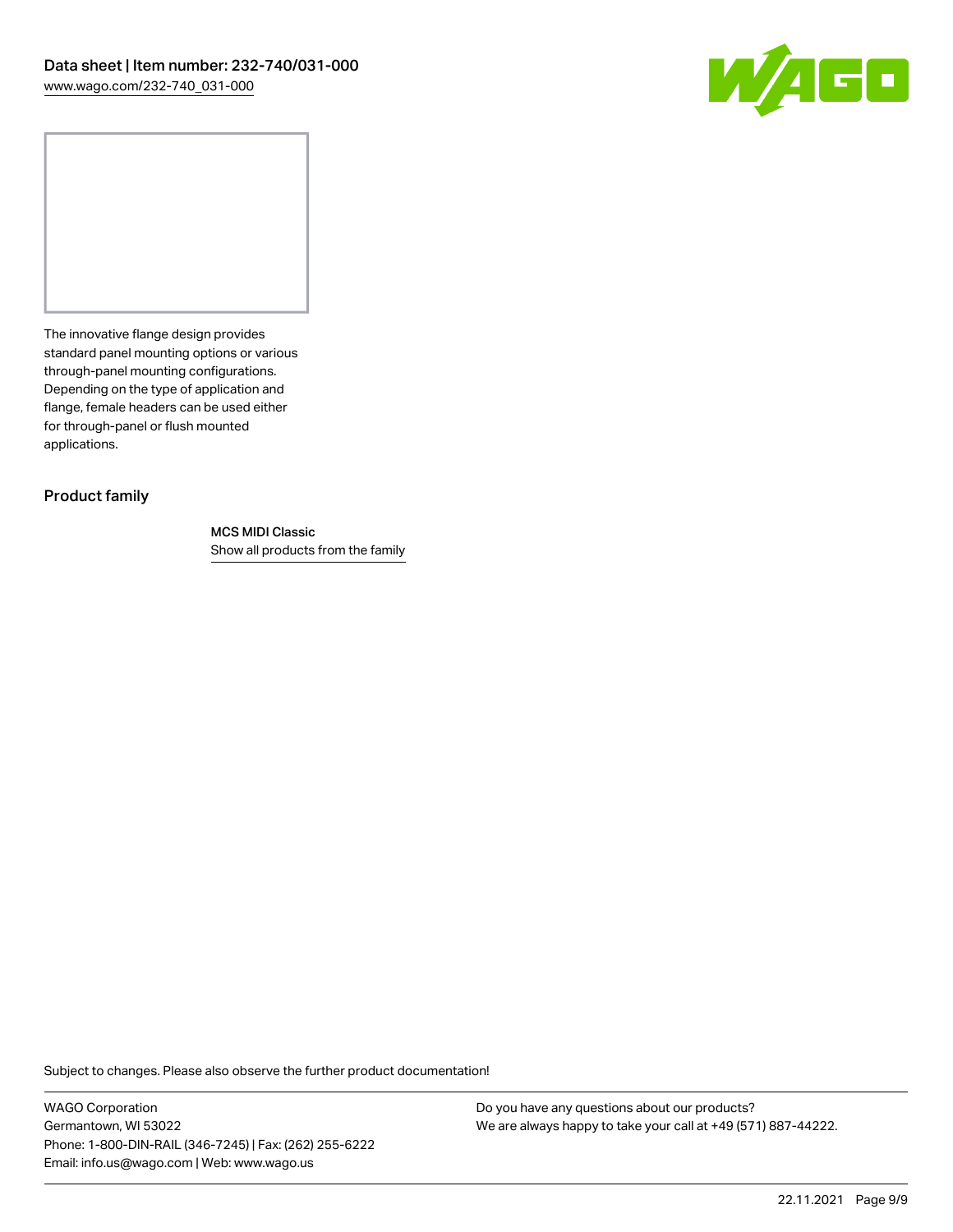The innovative flange design provides standard panel mounting options or various through-panel mounting configurations. Depending on the type of application and flange, female headers can be used either for through-panel or flush mounted applications.

## Product family

MCS MIDI Classic
Show all products from the family

Subject to changes. Please also observe the further product documentation!

WAGO Corporation
Germantown, WI 53022
Phone: 1-800-DIN-RAIL (346-7245) | Fax: (262) 255-6222
Email: info.us@wago.com | Web: www.wago.us

Do you have any questions about our products?
We are always happy to take your call at +49 (571) 887-44222.